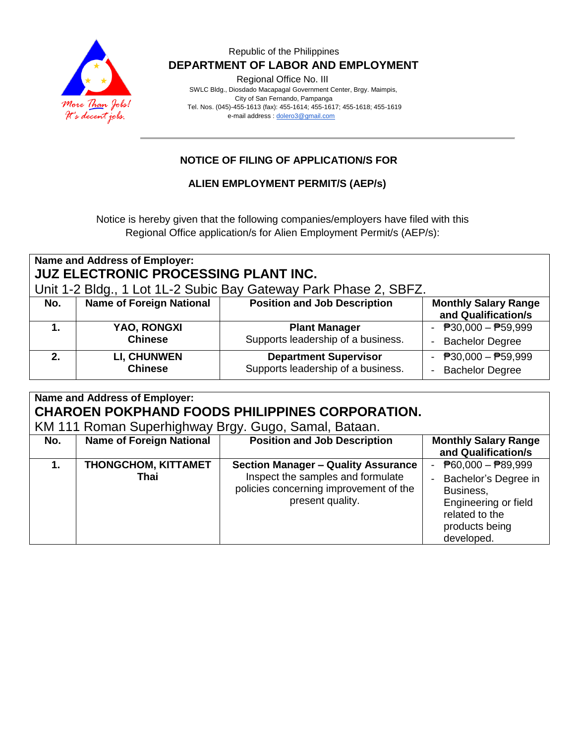Republic of the Philippines

**DEPARTMENT OF LABOR AND EMPLOYMENT**

Regional Office No. III

SWLC Bldg., Diosdado Macapagal Government Center, Brgy. Maimpis, City of San Fernando, Pampanga

Tel. Nos. (045)-455-1613 (fax): 455-1614; 455-1617; 455-1618; 455-1619

e-mail address : dolero3@gmail.com

## NOTICE OF FILING OF APPLICATION/S FOR

## ALIEN EMPLOYMENT PERMIT/S (AEP/s)

Notice is hereby given that the following companies/employers have filed with this Regional Office application/s for Alien Employment Permit/s (AEP/s):

**Name and Address of Employer:**
**JUZ ELECTRONIC PROCESSING PLANT INC.**
Unit 1-2 Bldg., 1 Lot 1L-2 Subic Bay Gateway Park Phase 2, SBFZ.

| No. | Name of Foreign National | Position and Job Description | Monthly Salary Range and Qualification/s |
|---|---|---|---|
| **1.** | **YAO, RONGXI**<br>**Chinese** | **Plant Manager**<br>Supports leadership of a business. | - ₱30,000 – ₱59,999<br>- Bachelor Degree |
| **2.** | **LI, CHUNWEN**<br>**Chinese** | **Department Supervisor**<br>Supports leadership of a business. | - ₱30,000 – ₱59,999<br>- Bachelor Degree |

**Name and Address of Employer:**
**CHAROEN POKPHAND FOODS PHILIPPINES CORPORATION.**
KM 111 Roman Superhighway Brgy. Gugo, Samal, Bataan.

| No. | Name of Foreign National | Position and Job Description | Monthly Salary Range and Qualification/s |
|---|---|---|---|
| **1.** | **THONGCHOM, KITTAMET**<br>**Thai** | **Section Manager – Quality Assurance**<br>Inspect the samples and formulate policies concerning improvement of the present quality. | - ₱60,000 – ₱89,999<br>- Bachelor's Degree in Business, Engineering or field related to the products being developed. |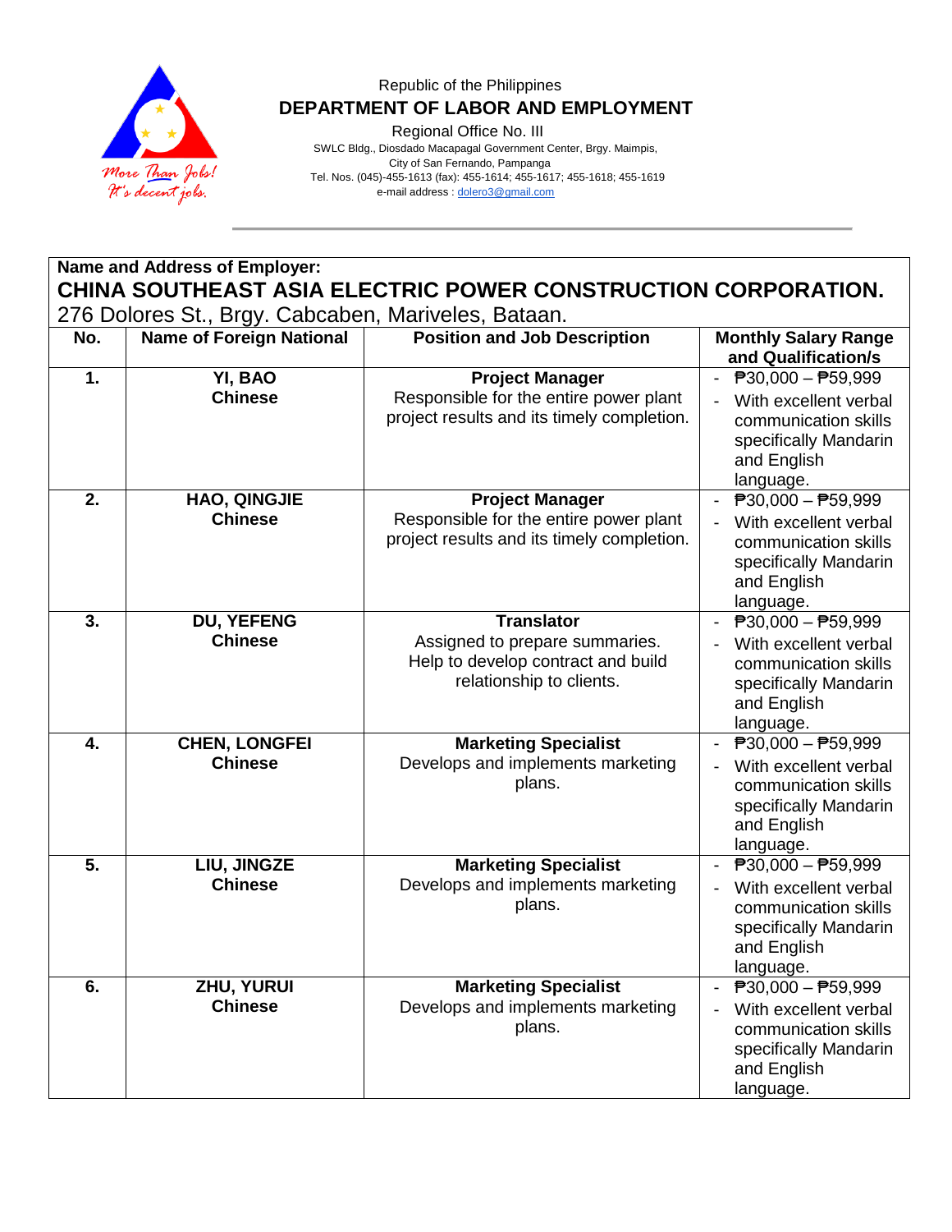Republic of the Philippines

**DEPARTMENT OF LABOR AND EMPLOYMENT**

Regional Office No. III

SWLC Bldg., Diosdado Macapagal Government Center, Brgy. Maimpis,
City of San Fernando, Pampanga
Tel. Nos. (045)-455-1613 (fax): 455-1614; 455-1617; 455-1618; 455-1619
e-mail address : dolero3@gmail.com

**Name and Address of Employer:**

**CHINA SOUTHEAST ASIA ELECTRIC POWER CONSTRUCTION CORPORATION.**

276 Dolores St., Brgy. Cabcaben, Mariveles, Bataan.

| No. | Name of Foreign National | Position and Job Description | Monthly Salary Range and Qualification/s |
|---|---|---|---|
| 1. | **YI, BAO**<br>**Chinese** | **Project Manager**<br>Responsible for the entire power plant project results and its timely completion. | - ₱30,000 – ₱59,999<br>- With excellent verbal communication skills specifically Mandarin and English language. |
| 2. | **HAO, QINGJIE**<br>**Chinese** | **Project Manager**<br>Responsible for the entire power plant project results and its timely completion. | - ₱30,000 – ₱59,999<br>- With excellent verbal communication skills specifically Mandarin and English language. |
| 3. | **DU, YEFENG**<br>**Chinese** | **Translator**<br>Assigned to prepare summaries. Help to develop contract and build relationship to clients. | - ₱30,000 – ₱59,999<br>- With excellent verbal communication skills specifically Mandarin and English language. |
| 4. | **CHEN, LONGFEI**<br>**Chinese** | **Marketing Specialist**<br>Develops and implements marketing plans. | - ₱30,000 – ₱59,999<br>- With excellent verbal communication skills specifically Mandarin and English language. |
| 5. | **LIU, JINGZE**<br>**Chinese** | **Marketing Specialist**<br>Develops and implements marketing plans. | - ₱30,000 – ₱59,999<br>- With excellent verbal communication skills specifically Mandarin and English language. |
| 6. | **ZHU, YURUI**<br>**Chinese** | **Marketing Specialist**<br>Develops and implements marketing plans. | - ₱30,000 – ₱59,999<br>- With excellent verbal communication skills specifically Mandarin and English language. |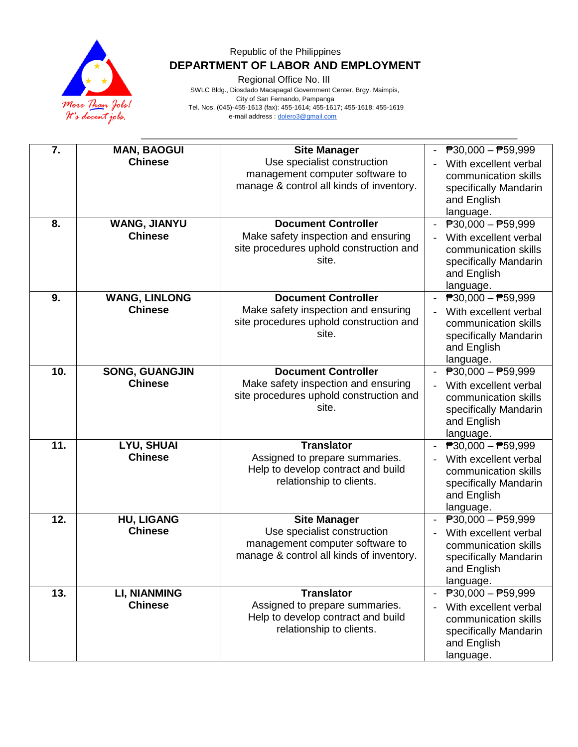Republic of the Philippines

**DEPARTMENT OF LABOR AND EMPLOYMENT**

Regional Office No. III

SWLC Bldg., Diosdado Macapagal Government Center, Brgy. Maimpis, City of San Fernando, Pampanga

Tel. Nos. (045)-455-1613 (fax): 455-1614; 455-1617; 455-1618; 455-1619

e-mail address : dolero3@gmail.com

| | | | |
|---|---|---|---|
| **7.** | **MAN, BAOGUI**<br>**Chinese** | **Site Manager**<br>Use specialist construction management computer software to manage & control all kinds of inventory. | - ₱30,000 – ₱59,999<br>- With excellent verbal communication skills specifically Mandarin and English language. |
| **8.** | **WANG, JIANYU**<br>**Chinese** | **Document Controller**<br>Make safety inspection and ensuring site procedures uphold construction and site. | - ₱30,000 – ₱59,999<br>- With excellent verbal communication skills specifically Mandarin and English language. |
| **9.** | **WANG, LINLONG**<br>**Chinese** | **Document Controller**<br>Make safety inspection and ensuring site procedures uphold construction and site. | - ₱30,000 – ₱59,999<br>- With excellent verbal communication skills specifically Mandarin and English language. |
| **10.** | **SONG, GUANGJIN**<br>**Chinese** | **Document Controller**<br>Make safety inspection and ensuring site procedures uphold construction and site. | - ₱30,000 – ₱59,999<br>- With excellent verbal communication skills specifically Mandarin and English language. |
| **11.** | **LYU, SHUAI**<br>**Chinese** | **Translator**<br>Assigned to prepare summaries. Help to develop contract and build relationship to clients. | - ₱30,000 – ₱59,999<br>- With excellent verbal communication skills specifically Mandarin and English language. |
| **12.** | **HU, LIGANG**<br>**Chinese** | **Site Manager**<br>Use specialist construction management computer software to manage & control all kinds of inventory. | - ₱30,000 – ₱59,999<br>- With excellent verbal communication skills specifically Mandarin and English language. |
| **13.** | **LI, NIANMING**<br>**Chinese** | **Translator**<br>Assigned to prepare summaries. Help to develop contract and build relationship to clients. | - ₱30,000 – ₱59,999<br>- With excellent verbal communication skills specifically Mandarin and English language. |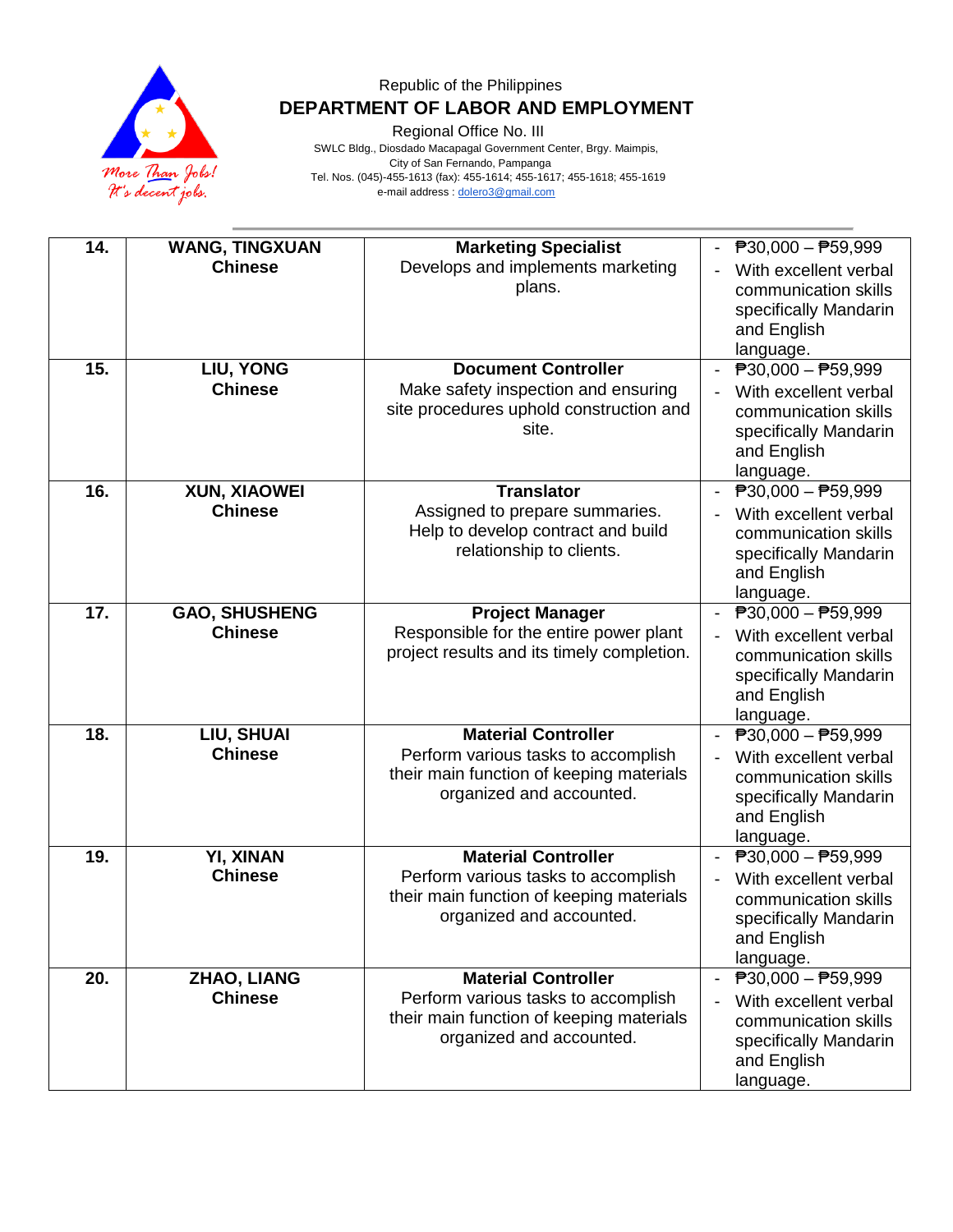Republic of the Philippines
**DEPARTMENT OF LABOR AND EMPLOYMENT**
Regional Office No. III
SWLC Bldg., Diosdado Macapagal Government Center, Brgy. Maimpis,
City of San Fernando, Pampanga
Tel. Nos. (045)-455-1613 (fax): 455-1614; 455-1617; 455-1618; 455-1619
e-mail address : dolero3@gmail.com

| | | | |
|---|---|---|---|
| **14.** | **WANG, TINGXUAN**<br>**Chinese** | **Marketing Specialist**<br>Develops and implements marketing plans. | - ₱30,000 – ₱59,999<br>- With excellent verbal communication skills specifically Mandarin and English language. |
| **15.** | **LIU, YONG**<br>**Chinese** | **Document Controller**<br>Make safety inspection and ensuring site procedures uphold construction and site. | - ₱30,000 – ₱59,999<br>- With excellent verbal communication skills specifically Mandarin and English language. |
| **16.** | **XUN, XIAOWEI**<br>**Chinese** | **Translator**<br>Assigned to prepare summaries. Help to develop contract and build relationship to clients. | - ₱30,000 – ₱59,999<br>- With excellent verbal communication skills specifically Mandarin and English language. |
| **17.** | **GAO, SHUSHENG**<br>**Chinese** | **Project Manager**<br>Responsible for the entire power plant project results and its timely completion. | - ₱30,000 – ₱59,999<br>- With excellent verbal communication skills specifically Mandarin and English language. |
| **18.** | **LIU, SHUAI**<br>**Chinese** | **Material Controller**<br>Perform various tasks to accomplish their main function of keeping materials organized and accounted. | - ₱30,000 – ₱59,999<br>- With excellent verbal communication skills specifically Mandarin and English language. |
| **19.** | **YI, XINAN**<br>**Chinese** | **Material Controller**<br>Perform various tasks to accomplish their main function of keeping materials organized and accounted. | - ₱30,000 – ₱59,999<br>- With excellent verbal communication skills specifically Mandarin and English language. |
| **20.** | **ZHAO, LIANG**<br>**Chinese** | **Material Controller**<br>Perform various tasks to accomplish their main function of keeping materials organized and accounted. | - ₱30,000 – ₱59,999<br>- With excellent verbal communication skills specifically Mandarin and English language. |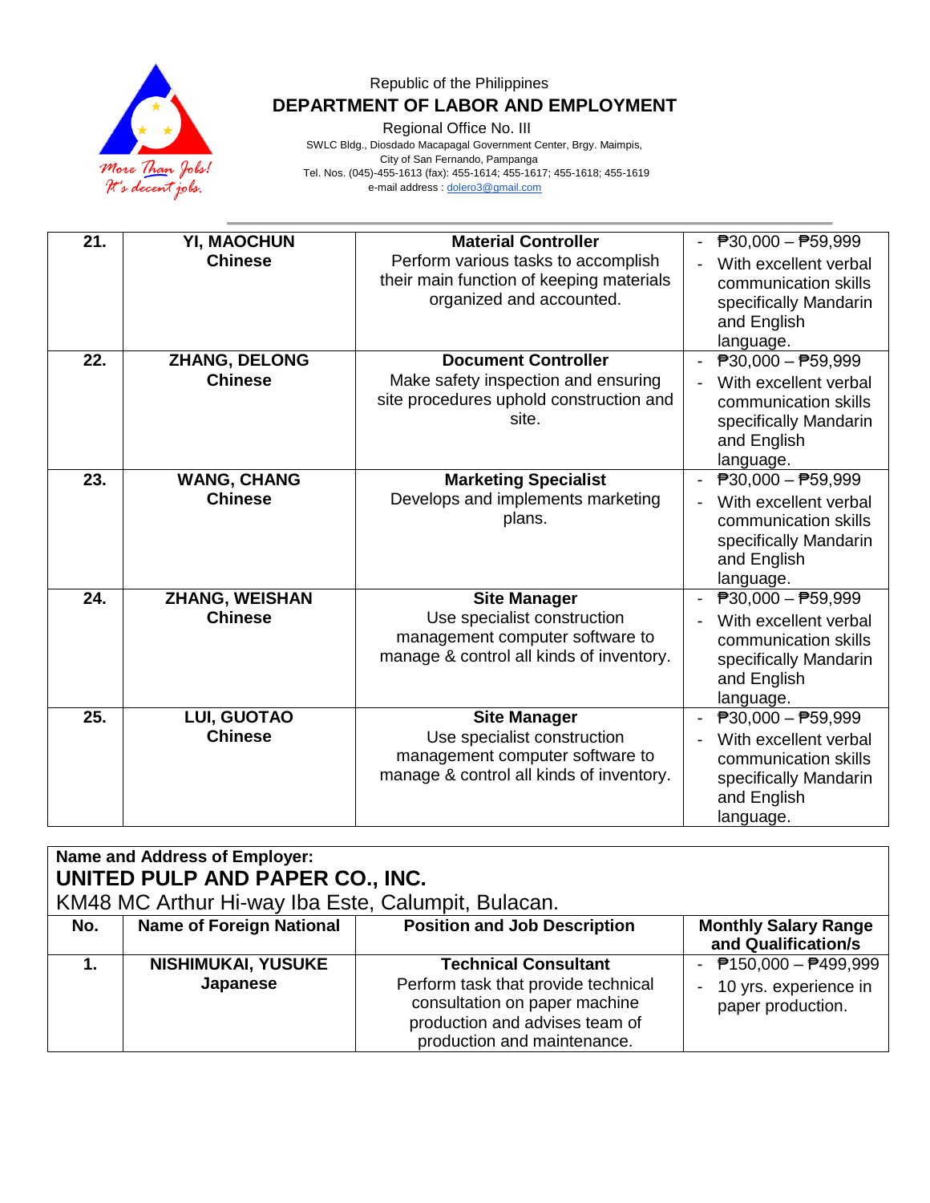| No. | Name of Foreign National | Position and Job Description | Monthly Salary Range and Qualification/s |
|---|---|---|---|
| 21. | **YI, MAOCHUN** **Chinese** | **Material Controller** Perform various tasks to accomplish their main function of keeping materials organized and accounted. | - ₱30,000 – ₱59,999 - With excellent verbal communication skills specifically Mandarin and English language. |
| 22. | **ZHANG, DELONG** **Chinese** | **Document Controller** Make safety inspection and ensuring site procedures uphold construction and site. | - ₱30,000 – ₱59,999 - With excellent verbal communication skills specifically Mandarin and English language. |
| 23. | **WANG, CHANG** **Chinese** | **Marketing Specialist** Develops and implements marketing plans. | - ₱30,000 – ₱59,999 - With excellent verbal communication skills specifically Mandarin and English language. |
| 24. | **ZHANG, WEISHAN** **Chinese** | **Site Manager** Use specialist construction management computer software to manage & control all kinds of inventory. | - ₱30,000 – ₱59,999 - With excellent verbal communication skills specifically Mandarin and English language. |
| 25. | **LUI, GUOTAO** **Chinese** | **Site Manager** Use specialist construction management computer software to manage & control all kinds of inventory. | - ₱30,000 – ₱59,999 - With excellent verbal communication skills specifically Mandarin and English language. |

**Name and Address of Employer:**
**UNITED PULP AND PAPER CO., INC.**
KM48 MC Arthur Hi-way Iba Este, Calumpit, Bulacan.

| No. | Name of Foreign National | Position and Job Description | Monthly Salary Range and Qualification/s |
|---|---|---|---|
| 1. | **NISHIMUKAI, YUSUKE** **Japanese** | **Technical Consultant** Perform task that provide technical consultation on paper machine production and advises team of production and maintenance. | - ₱150,000 – ₱499,999 - 10 yrs. experience in paper production. |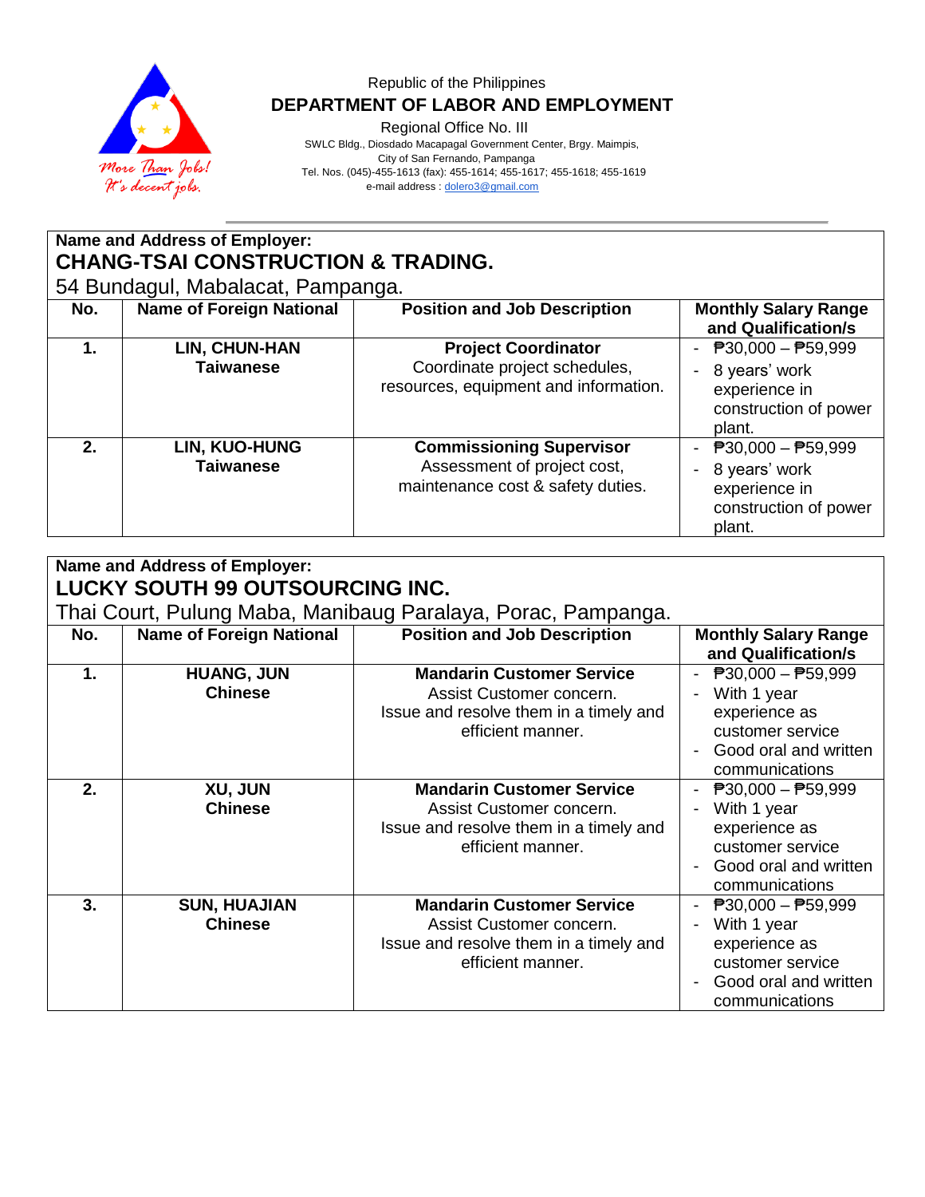Republic of the Philippines
**DEPARTMENT OF LABOR AND EMPLOYMENT**
Regional Office No. III
SWLC Bldg., Diosdado Macapagal Government Center, Brgy. Maimpis,
City of San Fernando, Pampanga
Tel. Nos. (045)-455-1613 (fax): 455-1614; 455-1617; 455-1618; 455-1619
e-mail address : dolero3@gmail.com

**Name and Address of Employer:**
**CHANG-TSAI CONSTRUCTION & TRADING.**
54 Bundagul, Mabalacat, Pampanga.

| No. | Name of Foreign National | Position and Job Description | Monthly Salary Range and Qualification/s |
|---|---|---|---|
| **1.** | **LIN, CHUN-HAN** **Taiwanese** | **Project Coordinator** Coordinate project schedules, resources, equipment and information. | - ₱30,000 – ₱59,999 - 8 years' work experience in construction of power plant. |
| **2.** | **LIN, KUO-HUNG** **Taiwanese** | **Commissioning Supervisor** Assessment of project cost, maintenance cost & safety duties. | - ₱30,000 – ₱59,999 - 8 years' work experience in construction of power plant. |

**Name and Address of Employer:**
**LUCKY SOUTH 99 OUTSOURCING INC.**
Thai Court, Pulung Maba, Manibaug Paralaya, Porac, Pampanga.

| No. | Name of Foreign National | Position and Job Description | Monthly Salary Range and Qualification/s |
|---|---|---|---|
| **1.** | **HUANG, JUN** **Chinese** | **Mandarin Customer Service** Assist Customer concern. Issue and resolve them in a timely and efficient manner. | - ₱30,000 – ₱59,999 - With 1 year experience as customer service - Good oral and written communications |
| **2.** | **XU, JUN** **Chinese** | **Mandarin Customer Service** Assist Customer concern. Issue and resolve them in a timely and efficient manner. | - ₱30,000 – ₱59,999 - With 1 year experience as customer service - Good oral and written communications |
| **3.** | **SUN, HUAJIAN** **Chinese** | **Mandarin Customer Service** Assist Customer concern. Issue and resolve them in a timely and efficient manner. | - ₱30,000 – ₱59,999 - With 1 year experience as customer service - Good oral and written communications |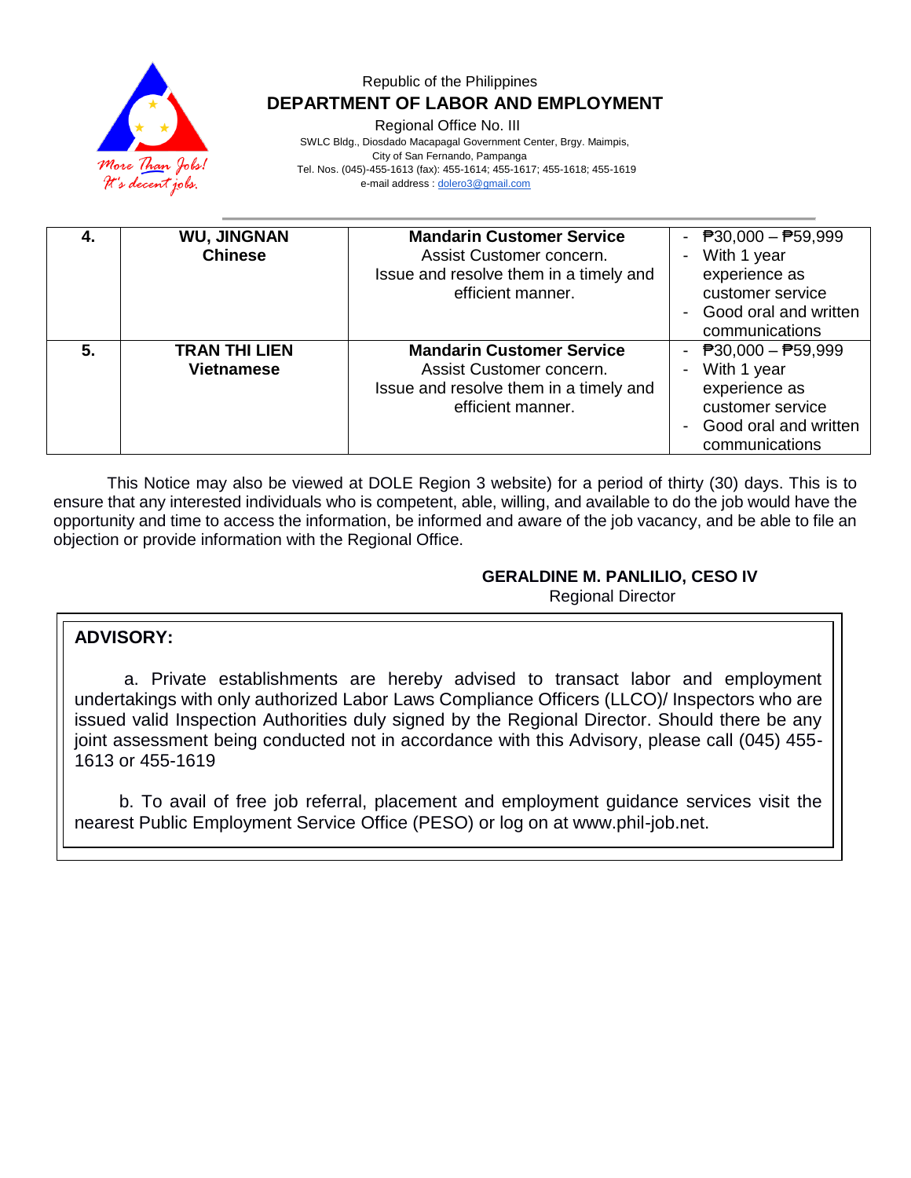Republic of the Philippines

**DEPARTMENT OF LABOR AND EMPLOYMENT**

Regional Office No. III

SWLC Bldg., Diosdado Macapagal Government Center, Brgy. Maimpis, City of San Fernando, Pampanga

Tel. Nos. (045)-455-1613 (fax): 455-1614; 455-1617; 455-1618; 455-1619

e-mail address : dolero3@gmail.com

| | | | |
|---|---|---|---|
| **4.** | **WU, JINGNAN**<br>**Chinese** | **Mandarin Customer Service**<br>Assist Customer concern.<br>Issue and resolve them in a timely and efficient manner. | - ₱30,000 – ₱59,999<br>- With 1 year experience as customer service<br>- Good oral and written communications |
| **5.** | **TRAN THI LIEN**<br>**Vietnamese** | **Mandarin Customer Service**<br>Assist Customer concern.<br>Issue and resolve them in a timely and efficient manner. | - ₱30,000 – ₱59,999<br>- With 1 year experience as customer service<br>- Good oral and written communications |

This Notice may also be viewed at DOLE Region 3 website) for a period of thirty (30) days. This is to ensure that any interested individuals who is competent, able, willing, and available to do the job would have the opportunity and time to access the information, be informed and aware of the job vacancy, and be able to file an objection or provide information with the Regional Office.

**GERALDINE M. PANLILIO, CESO IV**
Regional Director

**ADVISORY:**

a. Private establishments are hereby advised to transact labor and employment undertakings with only authorized Labor Laws Compliance Officers (LLCO)/ Inspectors who are issued valid Inspection Authorities duly signed by the Regional Director. Should there be any joint assessment being conducted not in accordance with this Advisory, please call (045) 455-1613 or 455-1619

b. To avail of free job referral, placement and employment guidance services visit the nearest Public Employment Service Office (PESO) or log on at www.phil-job.net.